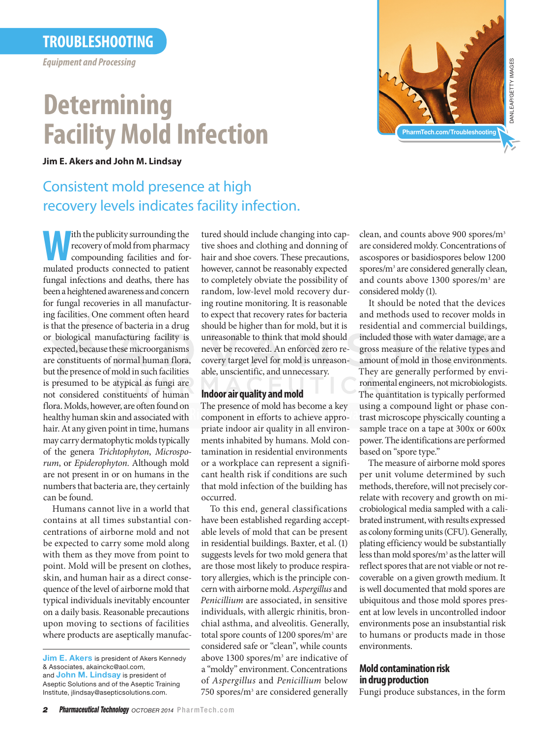TROUBLESHOOTING

*Equipment and Processing*

# Determining Facility Mold Infection

**Jim E. Akers and John M. Lindsay**

## Consistent mold presence at high recovery levels indicates facility infection.

With the publicity surrounding the recovery of mold from pharmacy compounding facilities and formulated products connected to patient fungal infections and deaths, there has been a heightened awareness and concern for fungal recoveries in all manufacturing facilities. One comment often heard is that the presence of bacteria in a drug or biological manufacturing facility is expected, because these microorganisms are constituents of normal human flora, but the presence of mold in such facilities is presumed to be atypical as fungi are not considered constituents of human flora. Molds, however, are often found on healthy human skin and associated with hair. At any point in time, humans may carry dermatophytic molds typically of the genera *Trichtophyton*, *Microsporum*, or *Epiderophyton*. Although mold are not present in or on humans in the numbers that bacteria are, they certainly can be found.

Humans cannot live in a world that contains at all times substantial concentrations of airborne mold and not be expected to carry some mold along with them as they move from point to point. Mold will be present on clothes, skin, and human hair as a direct consequence of the level of airborne mold that typical individuals inevitably encounter on a daily basis. Reasonable precautions upon moving to sections of facilities where products are aseptically manufactured should include changing into captive shoes and clothing and donning of hair and shoe covers. These precautions, however, cannot be reasonably expected to completely obviate the possibility of random, low-level mold recovery during routine monitoring. It is reasonable to expect that recovery rates for bacteria should be higher than for mold, but it is unreasonable to think that mold should never be recovered. An enforced zero recovery target level for mold is unreasonable, unscientific, and unnecessary.

### Indoor air quality and mold

The presence of mold has become a key component in efforts to achieve appropriate indoor air quality in all environments inhabited by humans. Mold contamination in residential environments or a workplace can represent a significant health risk if conditions are such that mold infection of the building has occurred.

To this end, general classifications have been established regarding acceptable levels of mold that can be present in residential buildings. Baxter, et al. (1) suggests levels for two mold genera that are those most likely to produce respiratory allergies, which is the principle concern with airborne mold. *Aspergillus* and *Penicillium* are associated, in sensitive individuals, with allergic rhinitis, bronchial asthma, and alveolitis. Generally, total spore counts of 1200 spores/m$^3$ are considered safe or "clean", while counts above 1300 spores/m$^3$ are indicative of a "moldy" environment. Concentrations of *Aspergillus* and *Penicillium* below 750 spores/m$^3$ are considered generally clean, and counts above 900 spores/m$^3$ are considered moldy. Concentrations of ascospores or basidiospores below 1200 spores/m$^3$ are considered generally clean, and counts above 1300 spores/m$^3$ are considered moldy (1).

It should be noted that the devices and methods used to recover molds in residential and commercial buildings, included those with water damage, are a gross measure of the relative types and amount of mold in those environments. They are generally performed by environmental engineers, not microbiologists. The quantitation is typically performed using a compound light or phase contrast microscope physcically counting a sample trace on a tape at 300x or 600x power. The identifications are performed based on "spore type."

The measure of airborne mold spores per unit volume determined by such methods, therefore, will not precisely correlate with recovery and growth on microbiological media sampled with a calibrated instrument, with results expressed as colony forming units (CFU). Generally, plating efficiency would be substantially less than mold spores/m$^3$ as the latter will reflect spores that are not viable or not recoverable on a given growth medium. It is well documented that mold spores are ubiquitous and those mold spores present at low levels in uncontrolled indoor environments pose an insubstantial risk to humans or products made in those environments.

### Mold contamination risk in drug production

Fungi produce substances, in the form

**Jim E. Akers** is president of Akers Kennedy & Associates, akainckc@aol.com, and **John M. Lindsay** is president of Aseptic Solutions and of the Aseptic Training Institute, jlindsay@asepticsolutions.com.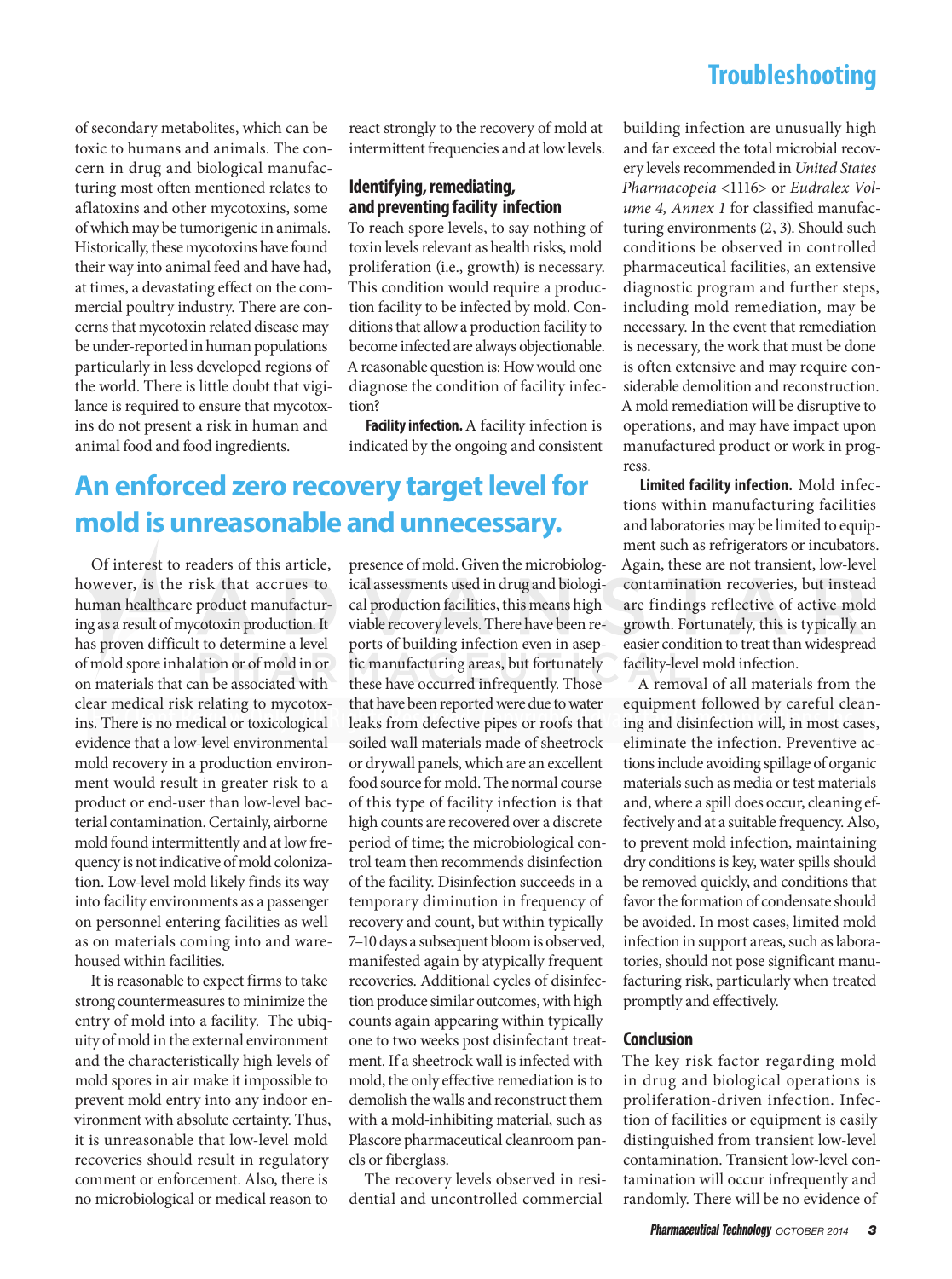of secondary metabolites, which can be toxic to humans and animals. The concern in drug and biological manufacturing most often mentioned relates to aflatoxins and other mycotoxins, some of which may be tumorigenic in animals. Historically, these mycotoxins have found their way into animal feed and have had, at times, a devastating effect on the commercial poultry industry. There are concerns that mycotoxin related disease may be under-reported in human populations particularly in less developed regions of the world. There is little doubt that vigilance is required to ensure that mycotoxins do not present a risk in human and animal food and food ingredients.

## An enforced zero recovery target level for mold is unreasonable and unnecessary.

Of interest to readers of this article, however, is the risk that accrues to human healthcare product manufacturing as a result of mycotoxin production. It has proven difficult to determine a level of mold spore inhalation or of mold in or on materials that can be associated with clear medical risk relating to mycotoxins. There is no medical or toxicological evidence that a low-level environmental mold recovery in a production environment would result in greater risk to a product or end-user than low-level bacterial contamination. Certainly, airborne mold found intermittently and at low frequency is not indicative of mold colonization. Low-level mold likely finds its way into facility environments as a passenger on personnel entering facilities as well as on materials coming into and warehoused within facilities.

It is reasonable to expect firms to take strong countermeasures to minimize the entry of mold into a facility. The ubiquity of mold in the external environment and the characteristically high levels of mold spores in air make it impossible to prevent mold entry into any indoor environment with absolute certainty. Thus, it is unreasonable that low-level mold recoveries should result in regulatory comment or enforcement. Also, there is no microbiological or medical reason to react strongly to the recovery of mold at intermittent frequencies and at low levels.

### Identifying, remediating, and preventing facility infection

To reach spore levels, to say nothing of toxin levels relevant as health risks, mold proliferation (i.e., growth) is necessary. This condition would require a production facility to be infected by mold. Conditions that allow a production facility to become infected are always objectionable. A reasonable question is: How would one diagnose the condition of facility infection?

**Facility infection.** A facility infection is indicated by the ongoing and consistent presence of mold. Given the microbiological assessments used in drug and biological production facilities, this means high viable recovery levels. There have been reports of building infection even in aseptic manufacturing areas, but fortunately these have occurred infrequently. Those that have been reported were due to water leaks from defective pipes or roofs that soiled wall materials made of sheetrock or drywall panels, which are an excellent food source for mold. The normal course of this type of facility infection is that high counts are recovered over a discrete period of time; the microbiological control team then recommends disinfection of the facility. Disinfection succeeds in a temporary diminution in frequency of recovery and count, but within typically 7–10 days a subsequent bloom is observed, manifested again by atypically frequent recoveries. Additional cycles of disinfection produce similar outcomes, with high counts again appearing within typically one to two weeks post disinfectant treatment. If a sheetrock wall is infected with mold, the only effective remediation is to demolish the walls and reconstruct them with a mold-inhibiting material, such as Plascore pharmaceutical cleanroom panels or fiberglass.

The recovery levels observed in residential and uncontrolled commercial building infection are unusually high and far exceed the total microbial recovery levels recommended in *United States Pharmacopeia* <1116> or *Eudralex Volume 4, Annex 1* for classified manufacturing environments (2, 3). Should such conditions be observed in controlled pharmaceutical facilities, an extensive diagnostic program and further steps, including mold remediation, may be necessary. In the event that remediation is necessary, the work that must be done is often extensive and may require considerable demolition and reconstruction. A mold remediation will be disruptive to operations, and may have impact upon manufactured product or work in progress.

**Limited facility infection.** Mold infections within manufacturing facilities and laboratories may be limited to equipment such as refrigerators or incubators. Again, these are not transient, low-level contamination recoveries, but instead are findings reflective of active mold growth. Fortunately, this is typically an easier condition to treat than widespread facility-level mold infection.

A removal of all materials from the equipment followed by careful cleaning and disinfection will, in most cases, eliminate the infection. Preventive actions include avoiding spillage of organic materials such as media or test materials and, where a spill does occur, cleaning effectively and at a suitable frequency. Also, to prevent mold infection, maintaining dry conditions is key, water spills should be removed quickly, and conditions that favor the formation of condensate should be avoided. In most cases, limited mold infection in support areas, such as laboratories, should not pose significant manufacturing risk, particularly when treated promptly and effectively.

### Conclusion

The key risk factor regarding mold in drug and biological operations is proliferation-driven infection. Infection of facilities or equipment is easily distinguished from transient low-level contamination. Transient low-level contamination will occur infrequently and randomly. There will be no evidence of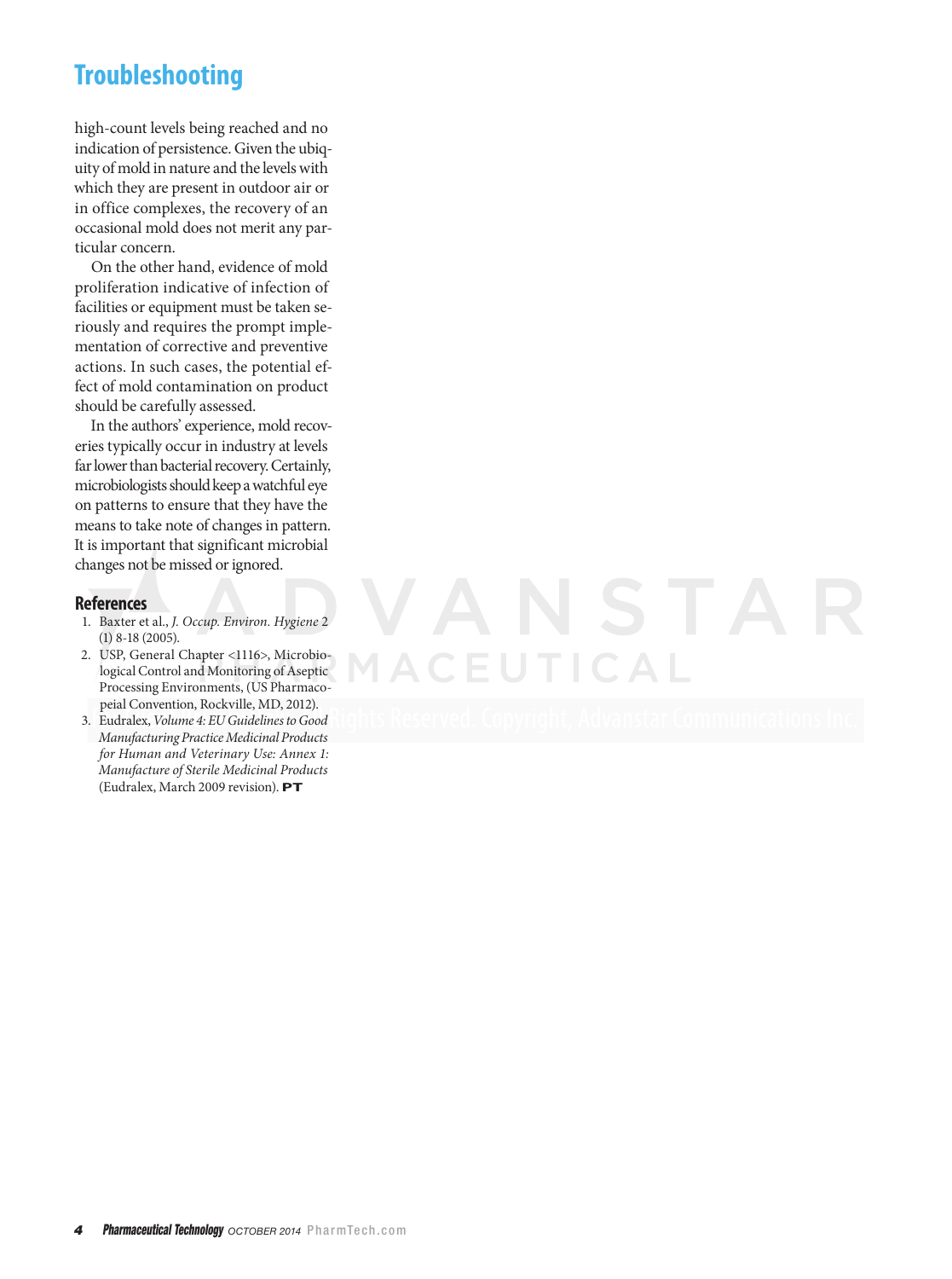high-count levels being reached and no indication of persistence. Given the ubiquity of mold in nature and the levels with which they are present in outdoor air or in office complexes, the recovery of an occasional mold does not merit any particular concern.

On the other hand, evidence of mold proliferation indicative of infection of facilities or equipment must be taken seriously and requires the prompt implementation of corrective and preventive actions. In such cases, the potential effect of mold contamination on product should be carefully assessed.

In the authors' experience, mold recoveries typically occur in industry at levels far lower than bacterial recovery. Certainly, microbiologists should keep a watchful eye on patterns to ensure that they have the means to take note of changes in pattern. It is important that significant microbial changes not be missed or ignored.

## References

1. Baxter et al., *J. Occup. Environ. Hygiene* 2 (1) 8-18 (2005).
2. USP, General Chapter <1116>, Microbiological Control and Monitoring of Aseptic Processing Environments, (US Pharmacopeial Convention, Rockville, MD, 2012).
3. Eudralex, *Volume 4: EU Guidelines to Good Manufacturing Practice Medicinal Products for Human and Veterinary Use: Annex 1: Manufacture of Sterile Medicinal Products* (Eudralex, March 2009 revision). **PT**